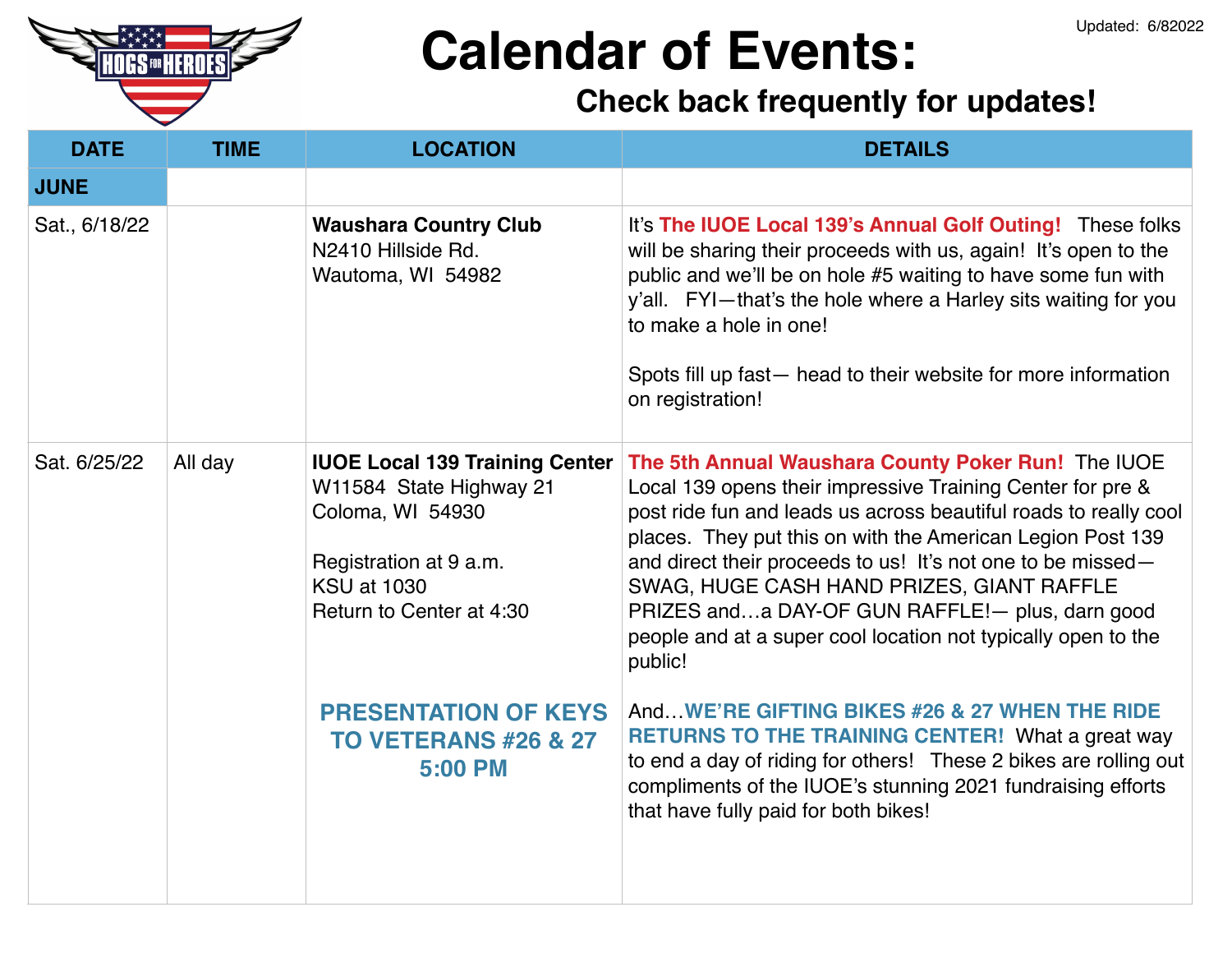Updated: 6/82022

# Calendar of Events:

## Check back frequently for updates!

| DATE | TIME | LOCATION | DETAILS |
|---|---|---|---|
| **JUNE** | | | |
| Sat., 6/18/22 | | **Waushara Country Club**<br>N2410 Hillside Rd.<br>Wautoma, WI 54982 | It's **The IUOE Local 139's Annual Golf Outing!** These folks will be sharing their proceeds with us, again! It's open to the public and we'll be on hole #5 waiting to have some fun with y'all. FYI—that's the hole where a Harley sits waiting for you to make a hole in one!<br><br>Spots fill up fast— head to their website for more information on registration! |
| Sat. 6/25/22 | All day | **IUOE Local 139 Training Center**<br>W11584 State Highway 21<br>Coloma, WI 54930<br><br>Registration at 9 a.m.<br>KSU at 1030<br>Return to Center at 4:30<br><br>**PRESENTATION OF KEYS TO VETERANS #26 & 27 5:00 PM** | **The 5th Annual Waushara County Poker Run!** The IUOE Local 139 opens their impressive Training Center for pre & post ride fun and leads us across beautiful roads to really cool places. They put this on with the American Legion Post 139 and direct their proceeds to us! It's not one to be missed—SWAG, HUGE CASH HAND PRIZES, GIANT RAFFLE PRIZES and…a DAY-OF GUN RAFFLE!— plus, darn good people and at a super cool location not typically open to the public!<br><br>And…**WE'RE GIFTING BIKES #26 & 27 WHEN THE RIDE RETURNS TO THE TRAINING CENTER!** What a great way to end a day of riding for others! These 2 bikes are rolling out compliments of the IUOE's stunning 2021 fundraising efforts that have fully paid for both bikes! |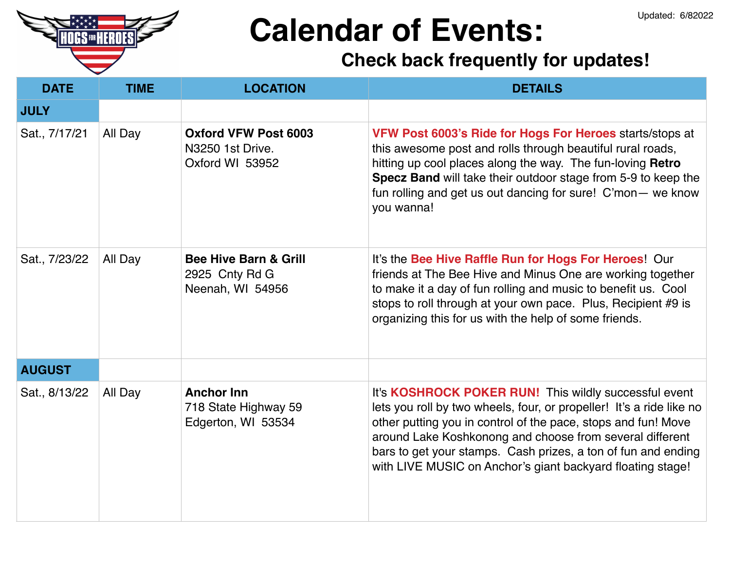Updated: 6/82022

# Calendar of Events:

## Check back frequently for updates!

| DATE | TIME | LOCATION | DETAILS |
|---|---|---|---|
| **JULY** | | | |
| Sat., 7/17/21 | All Day | **Oxford VFW Post 6003**<br>N3250 1st Drive.<br>Oxford WI 53952 | **VFW Post 6003's Ride for Hogs For Heroes** starts/stops at this awesome post and rolls through beautiful rural roads, hitting up cool places along the way. The fun-loving **Retro Specz Band** will take their outdoor stage from 5-9 to keep the fun rolling and get us out dancing for sure! C'mon— we know you wanna! |
| Sat., 7/23/22 | All Day | **Bee Hive Barn & Grill**<br>2925 Cnty Rd G<br>Neenah, WI 54956 | It's the **Bee Hive Raffle Run for Hogs For Heroes**! Our friends at The Bee Hive and Minus One are working together to make it a day of fun rolling and music to benefit us. Cool stops to roll through at your own pace. Plus, Recipient #9 is organizing this for us with the help of some friends. |
| **AUGUST** | | | |
| Sat., 8/13/22 | All Day | **Anchor Inn**<br>718 State Highway 59<br>Edgerton, WI 53534 | It's **KOSHROCK POKER RUN!** This wildly successful event lets you roll by two wheels, four, or propeller! It's a ride like no other putting you in control of the pace, stops and fun! Move around Lake Koshkonong and choose from several different bars to get your stamps. Cash prizes, a ton of fun and ending with LIVE MUSIC on Anchor's giant backyard floating stage! |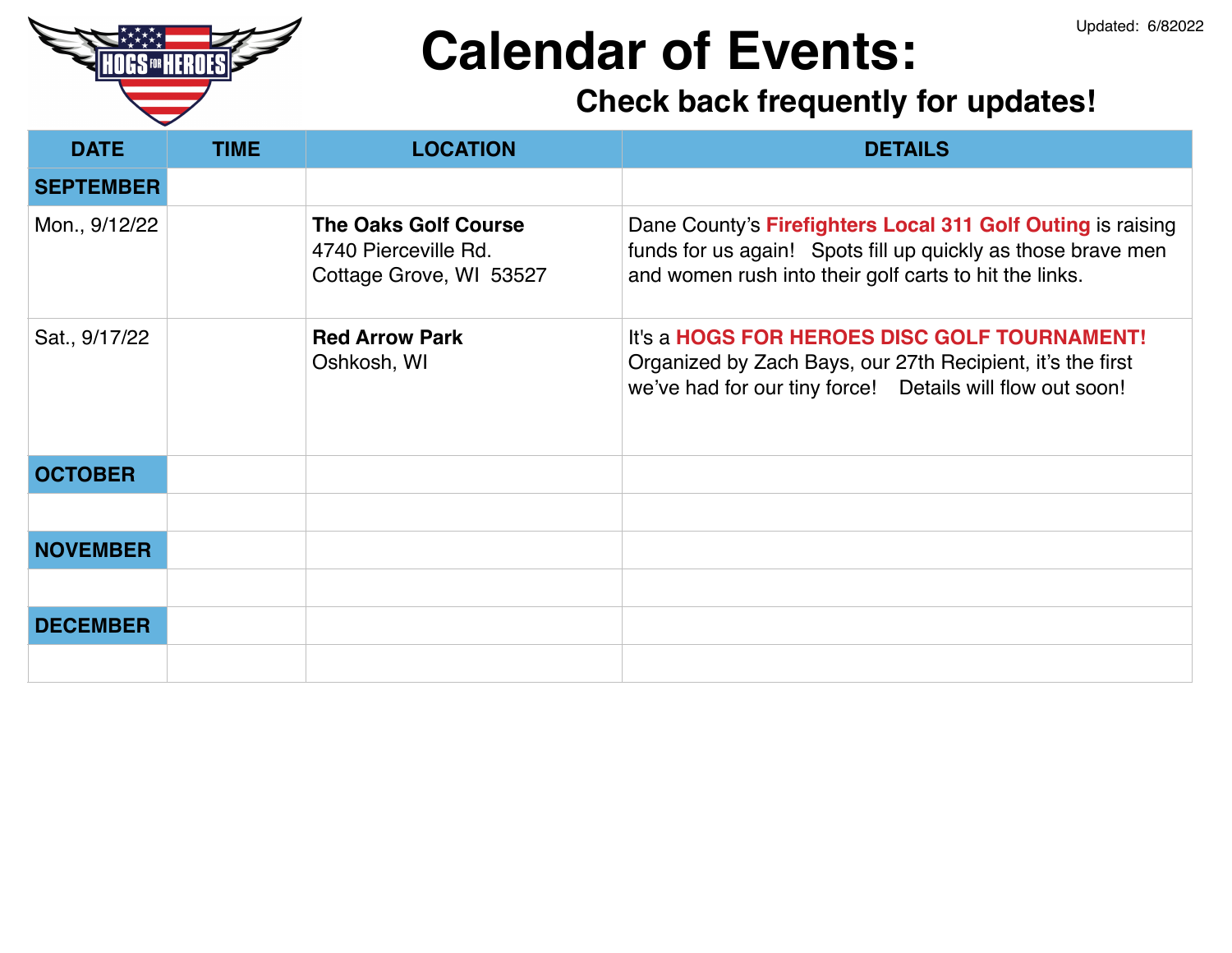Updated: 6/82022

# Calendar of Events:

## Check back frequently for updates!

| DATE | TIME | LOCATION | DETAILS |
|---|---|---|---|
| **SEPTEMBER** | | | |
| Mon., 9/12/22 | | **The Oaks Golf Course**<br>4740 Pierceville Rd.<br>Cottage Grove, WI 53527 | Dane County's **Firefighters Local 311 Golf Outing** is raising funds for us again! Spots fill up quickly as those brave men and women rush into their golf carts to hit the links. |
| Sat., 9/17/22 | | **Red Arrow Park**<br>Oshkosh, WI | It's a **HOGS FOR HEROES DISC GOLF TOURNAMENT!** Organized by Zach Bays, our 27th Recipient, it's the first we've had for our tiny force! Details will flow out soon! |
| **OCTOBER** | | | |
| | | | |
| **NOVEMBER** | | | |
| | | | |
| **DECEMBER** | | | |
| | | | |